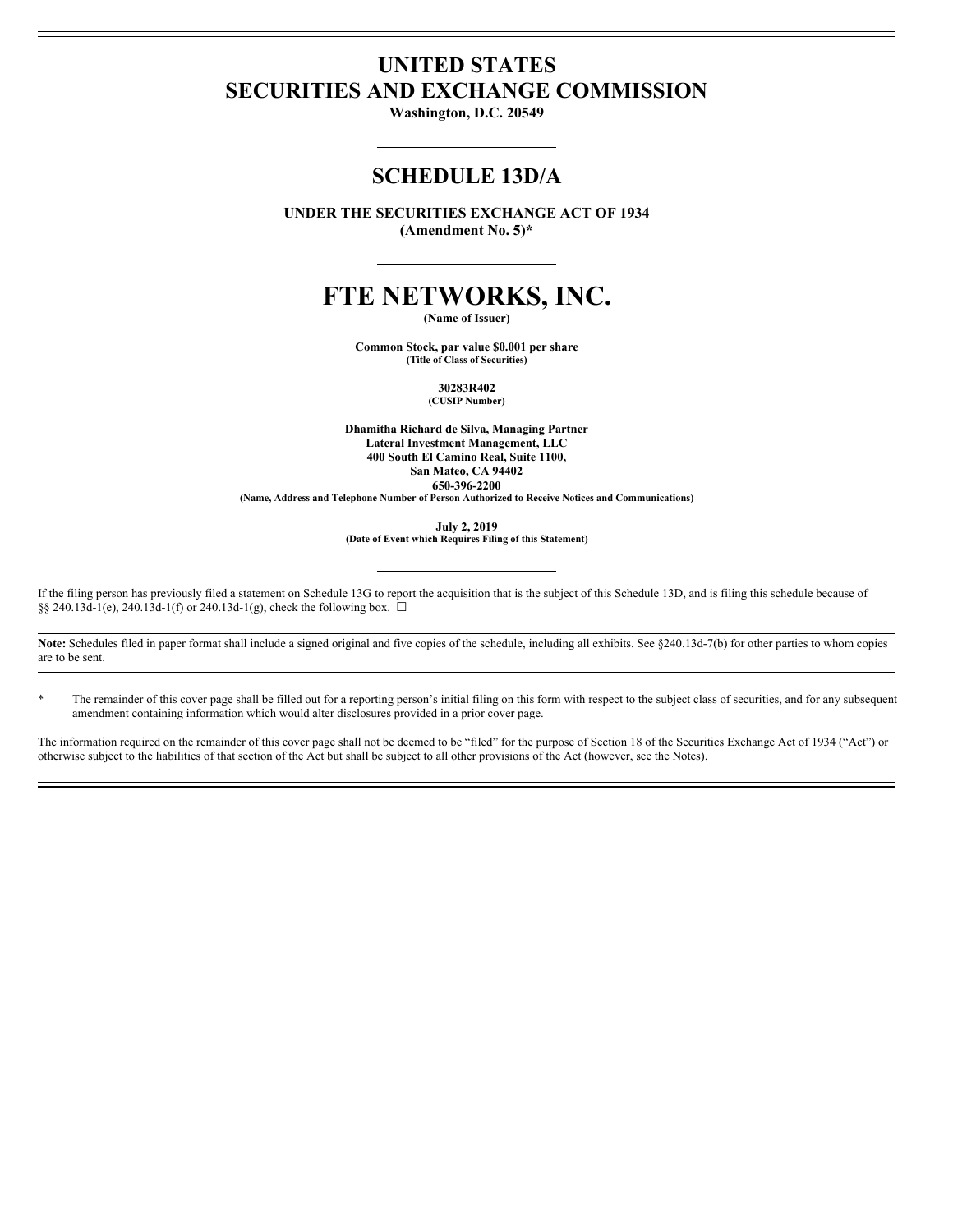# UNITED STATES
# SECURITIES AND EXCHANGE COMMISSION

**Washington, D.C. 20549**

## SCHEDULE 13D/A

**UNDER THE SECURITIES EXCHANGE ACT OF 1934**
**(Amendment No. 5)***

# FTE NETWORKS, INC.

**(Name of Issuer)**

**Common Stock, par value $0.001 per share**
**(Title of Class of Securities)**

**30283R402**
**(CUSIP Number)**

**Dhamitha Richard de Silva, Managing Partner**
**Lateral Investment Management, LLC**
**400 South El Camino Real, Suite 1100,**
**San Mateo, CA 94402**
**650-396-2200**
**(Name, Address and Telephone Number of Person Authorized to Receive Notices and Communications)**

**July 2, 2019**
**(Date of Event which Requires Filing of this Statement)**

If the filing person has previously filed a statement on Schedule 13G to report the acquisition that is the subject of this Schedule 13D, and is filing this schedule because of §§ 240.13d-1(e), 240.13d-1(f) or 240.13d-1(g), check the following box. ☐

**Note:** Schedules filed in paper format shall include a signed original and five copies of the schedule, including all exhibits. See §240.13d-7(b) for other parties to whom copies are to be sent.

\* The remainder of this cover page shall be filled out for a reporting person's initial filing on this form with respect to the subject class of securities, and for any subsequent amendment containing information which would alter disclosures provided in a prior cover page.

The information required on the remainder of this cover page shall not be deemed to be "filed" for the purpose of Section 18 of the Securities Exchange Act of 1934 ("Act") or otherwise subject to the liabilities of that section of the Act but shall be subject to all other provisions of the Act (however, see the Notes).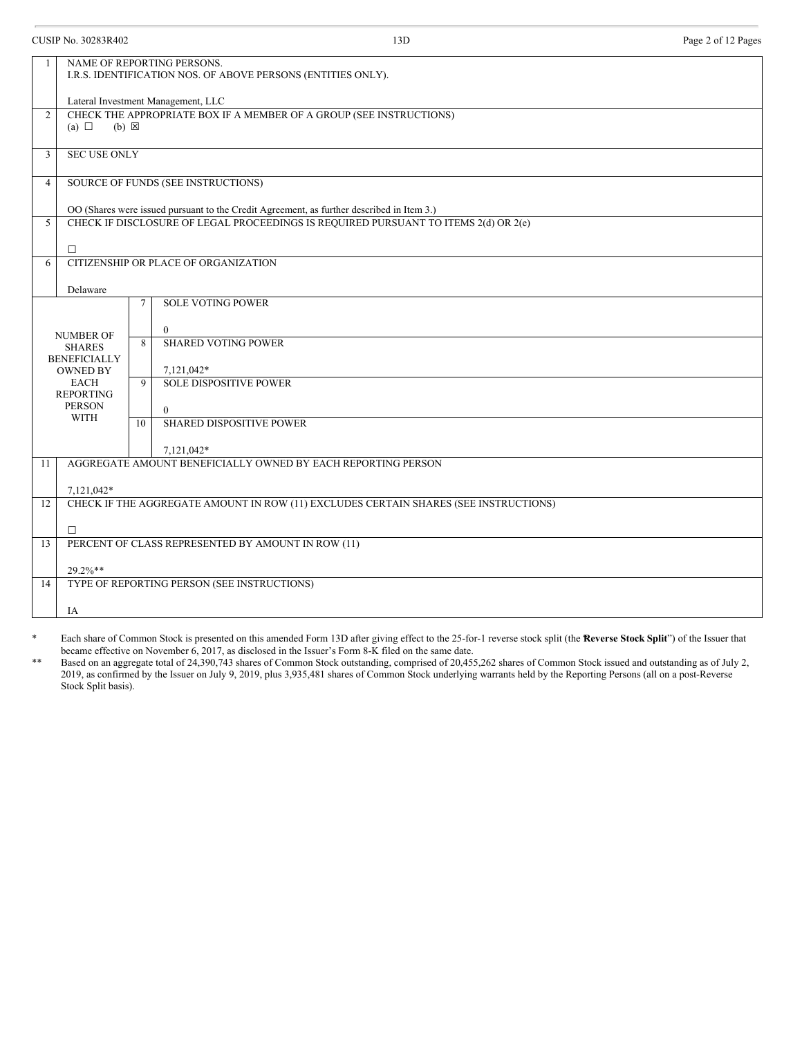CUSIP No. 30283R402 | 13D

| | | | |
|---|---|---|---|
| 1 | NAME OF REPORTING PERSONS.<br>I.R.S. IDENTIFICATION NOS. OF ABOVE PERSONS (ENTITIES ONLY).<br><br>Lateral Investment Management, LLC | | |
| 2 | CHECK THE APPROPRIATE BOX IF A MEMBER OF A GROUP (SEE INSTRUCTIONS)<br>(a) ☐ (b) ☒ | | |
| 3 | SEC USE ONLY | | |
| 4 | SOURCE OF FUNDS (SEE INSTRUCTIONS)<br><br>OO (Shares were issued pursuant to the Credit Agreement, as further described in Item 3.) | | |
| 5 | CHECK IF DISCLOSURE OF LEGAL PROCEEDINGS IS REQUIRED PURSUANT TO ITEMS 2(d) OR 2(e)<br><br>☐ | | |
| 6 | CITIZENSHIP OR PLACE OF ORGANIZATION<br><br>Delaware | | |
| NUMBER OF SHARES BENEFICIALLY OWNED BY EACH REPORTING PERSON WITH | | 7 | SOLE VOTING POWER<br><br>0 |
| | | 8 | SHARED VOTING POWER<br><br>7,121,042* |
| | | 9 | SOLE DISPOSITIVE POWER<br><br>0 |
| | | 10 | SHARED DISPOSITIVE POWER<br><br>7,121,042* |
| 11 | AGGREGATE AMOUNT BENEFICIALLY OWNED BY EACH REPORTING PERSON<br><br>7,121,042* | | |
| 12 | CHECK IF THE AGGREGATE AMOUNT IN ROW (11) EXCLUDES CERTAIN SHARES (SEE INSTRUCTIONS)<br><br>☐ | | |
| 13 | PERCENT OF CLASS REPRESENTED BY AMOUNT IN ROW (11)<br><br>29.2%** | | |
| 14 | TYPE OF REPORTING PERSON (SEE INSTRUCTIONS)<br><br>IA | | |

\* Each share of Common Stock is presented on this amended Form 13D after giving effect to the 25-for-1 reverse stock split (the "**Reverse Stock Split**") of the Issuer that became effective on November 6, 2017, as disclosed in the Issuer's Form 8-K filed on the same date.

\*\* Based on an aggregate total of 24,390,743 shares of Common Stock outstanding, comprised of 20,455,262 shares of Common Stock issued and outstanding as of July 2, 2019, as confirmed by the Issuer on July 9, 2019, plus 3,935,481 shares of Common Stock underlying warrants held by the Reporting Persons (all on a post-Reverse Stock Split basis).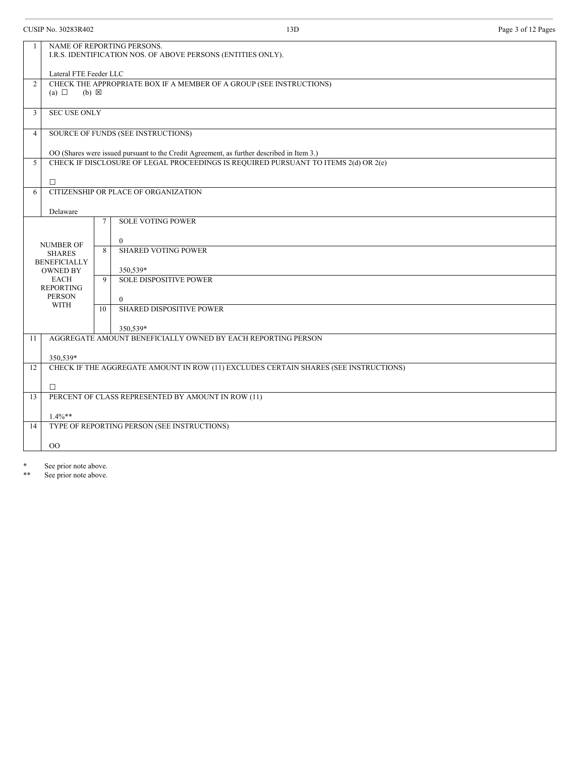CUSIP No. 30283R402 | 13D

| | |
|---|---|
| 1 | NAME OF REPORTING PERSONS.<br>I.R.S. IDENTIFICATION NOS. OF ABOVE PERSONS (ENTITIES ONLY).<br><br>Lateral FTE Feeder LLC |
| 2 | CHECK THE APPROPRIATE BOX IF A MEMBER OF A GROUP (SEE INSTRUCTIONS)<br>(a) ☐ (b) ☒ |
| 3 | SEC USE ONLY |
| 4 | SOURCE OF FUNDS (SEE INSTRUCTIONS)<br><br>OO (Shares were issued pursuant to the Credit Agreement, as further described in Item 3.) |
| 5 | CHECK IF DISCLOSURE OF LEGAL PROCEEDINGS IS REQUIRED PURSUANT TO ITEMS 2(d) OR 2(e)<br><br>☐ |
| 6 | CITIZENSHIP OR PLACE OF ORGANIZATION<br><br>Delaware |

| NUMBER OF SHARES BENEFICIALLY OWNED BY EACH REPORTING PERSON WITH | | |
|---|---|---|
| | 7 | SOLE VOTING POWER<br><br>0 |
| | 8 | SHARED VOTING POWER<br><br>350,539* |
| | 9 | SOLE DISPOSITIVE POWER<br><br>0 |
| | 10 | SHARED DISPOSITIVE POWER<br><br>350,539* |

| | |
|---|---|
| 11 | AGGREGATE AMOUNT BENEFICIALLY OWNED BY EACH REPORTING PERSON<br><br>350,539* |
| 12 | CHECK IF THE AGGREGATE AMOUNT IN ROW (11) EXCLUDES CERTAIN SHARES (SEE INSTRUCTIONS)<br><br>☐ |
| 13 | PERCENT OF CLASS REPRESENTED BY AMOUNT IN ROW (11)<br><br>1.4%** |
| 14 | TYPE OF REPORTING PERSON (SEE INSTRUCTIONS)<br><br>OO |

\* See prior note above.

\*\* See prior note above.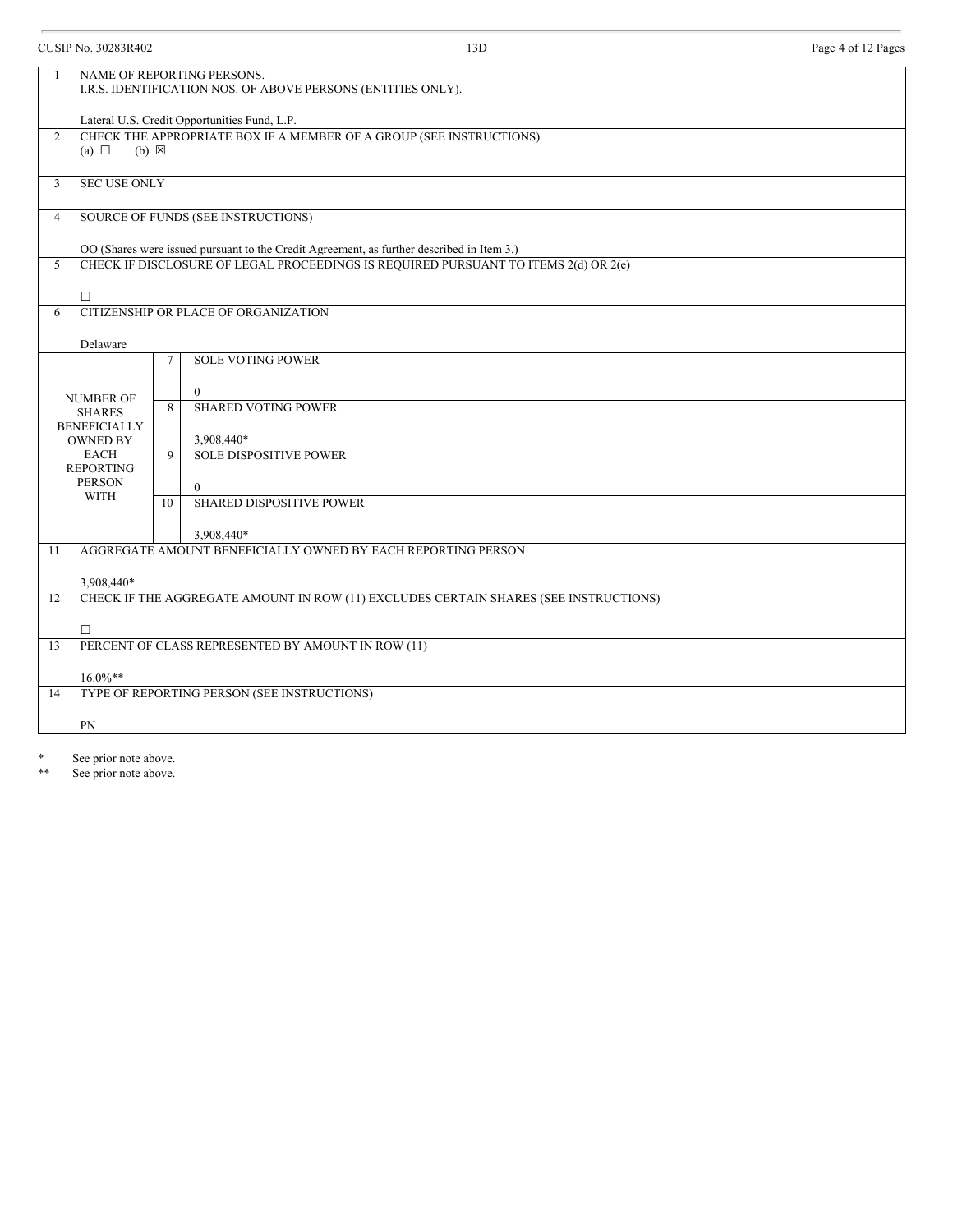CUSIP No. 30283R402 | 13D

| | | | |
|---|---|---|---|
| 1 | NAME OF REPORTING PERSONS.<br>I.R.S. IDENTIFICATION NOS. OF ABOVE PERSONS (ENTITIES ONLY).<br><br>Lateral U.S. Credit Opportunities Fund, L.P. | | |
| 2 | CHECK THE APPROPRIATE BOX IF A MEMBER OF A GROUP (SEE INSTRUCTIONS)<br>(a) ☐ (b) ☒ | | |
| 3 | SEC USE ONLY | | |
| 4 | SOURCE OF FUNDS (SEE INSTRUCTIONS)<br><br>OO (Shares were issued pursuant to the Credit Agreement, as further described in Item 3.) | | |
| 5 | CHECK IF DISCLOSURE OF LEGAL PROCEEDINGS IS REQUIRED PURSUANT TO ITEMS 2(d) OR 2(e)<br><br>☐ | | |
| 6 | CITIZENSHIP OR PLACE OF ORGANIZATION<br><br>Delaware | | |
| NUMBER OF SHARES BENEFICIALLY OWNED BY EACH REPORTING PERSON WITH | | 7 | SOLE VOTING POWER<br><br>0 |
| | | 8 | SHARED VOTING POWER<br><br>3,908,440* |
| | | 9 | SOLE DISPOSITIVE POWER<br><br>0 |
| | | 10 | SHARED DISPOSITIVE POWER<br><br>3,908,440* |
| 11 | AGGREGATE AMOUNT BENEFICIALLY OWNED BY EACH REPORTING PERSON<br><br>3,908,440* | | |
| 12 | CHECK IF THE AGGREGATE AMOUNT IN ROW (11) EXCLUDES CERTAIN SHARES (SEE INSTRUCTIONS)<br><br>☐ | | |
| 13 | PERCENT OF CLASS REPRESENTED BY AMOUNT IN ROW (11)<br><br>16.0%** | | |
| 14 | TYPE OF REPORTING PERSON (SEE INSTRUCTIONS)<br><br>PN | | |

\* See prior note above.

\*\* See prior note above.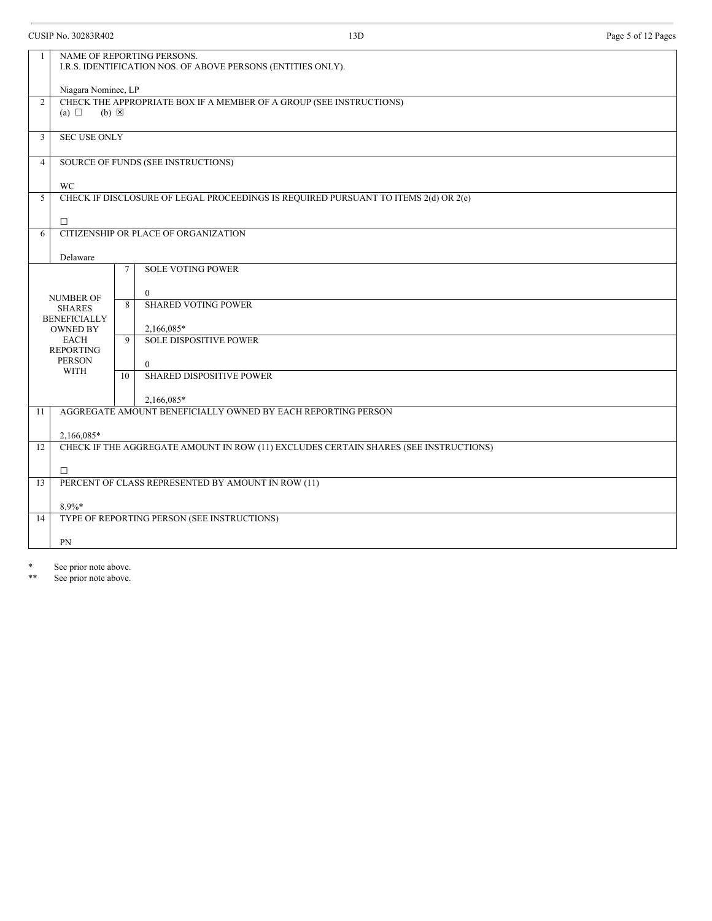CUSIP No. 30283R402 | 13D

| | | |
|---|---|---|
| 1 | NAME OF REPORTING PERSONS.<br>I.R.S. IDENTIFICATION NOS. OF ABOVE PERSONS (ENTITIES ONLY).<br><br>Niagara Nominee, LP | |
| 2 | CHECK THE APPROPRIATE BOX IF A MEMBER OF A GROUP (SEE INSTRUCTIONS)<br>(a) ☐ (b) ☒ | |
| 3 | SEC USE ONLY | |
| 4 | SOURCE OF FUNDS (SEE INSTRUCTIONS)<br><br>WC | |
| 5 | CHECK IF DISCLOSURE OF LEGAL PROCEEDINGS IS REQUIRED PURSUANT TO ITEMS 2(d) OR 2(e)<br><br>☐ | |
| 6 | CITIZENSHIP OR PLACE OF ORGANIZATION<br><br>Delaware | |
| NUMBER OF SHARES BENEFICIALLY OWNED BY EACH REPORTING PERSON WITH | 7 | SOLE VOTING POWER<br><br>0 |
| | 8 | SHARED VOTING POWER<br><br>2,166,085* |
| | 9 | SOLE DISPOSITIVE POWER<br><br>0 |
| | 10 | SHARED DISPOSITIVE POWER<br><br>2,166,085* |
| 11 | AGGREGATE AMOUNT BENEFICIALLY OWNED BY EACH REPORTING PERSON<br><br>2,166,085* | |
| 12 | CHECK IF THE AGGREGATE AMOUNT IN ROW (11) EXCLUDES CERTAIN SHARES (SEE INSTRUCTIONS)<br><br>☐ | |
| 13 | PERCENT OF CLASS REPRESENTED BY AMOUNT IN ROW (11)<br><br>8.9%* | |
| 14 | TYPE OF REPORTING PERSON (SEE INSTRUCTIONS)<br><br>PN | |

\* See prior note above.

\*\* See prior note above.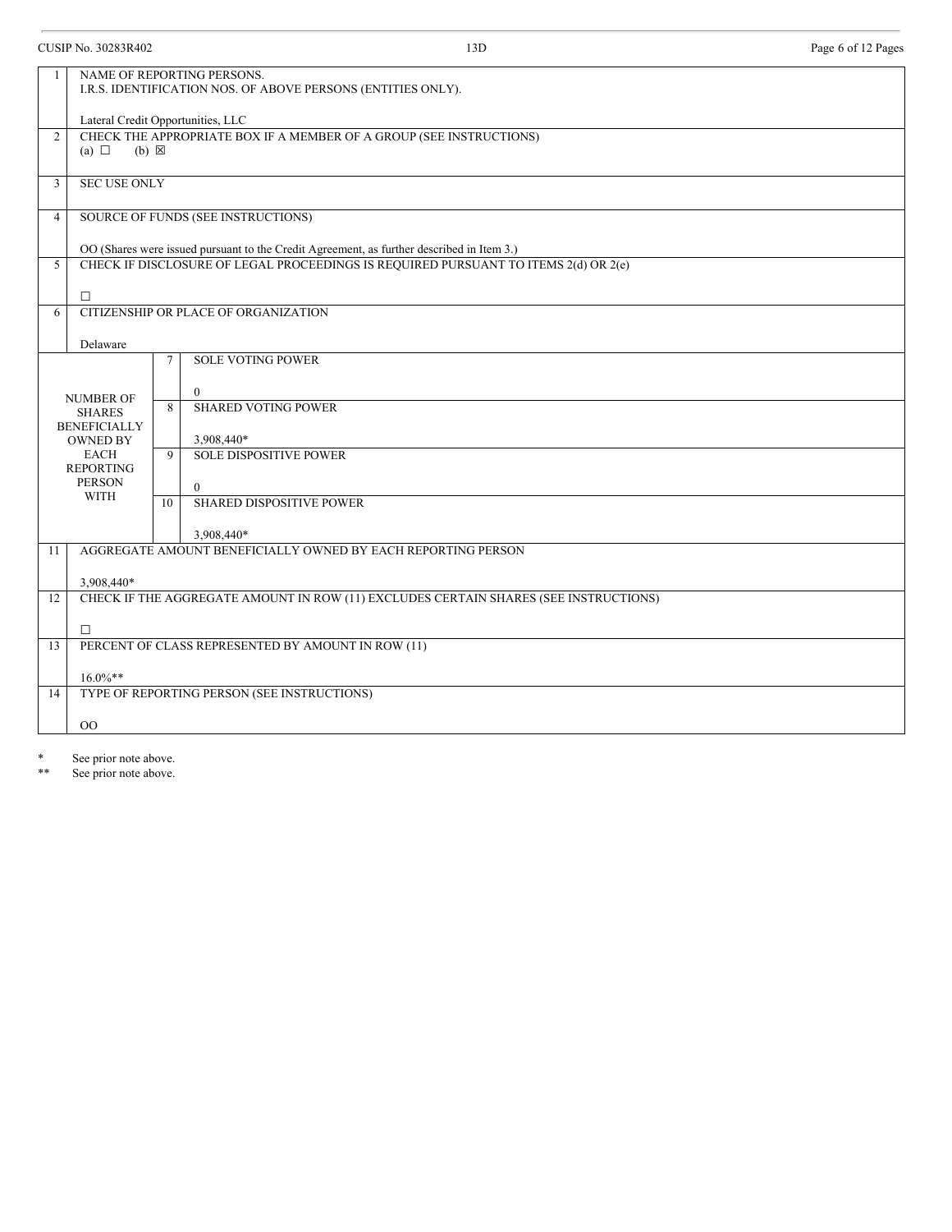CUSIP No. 30283R402 — 13D

| | | | |
|---|---|---|---|
| 1 | NAME OF REPORTING PERSONS.<br>I.R.S. IDENTIFICATION NOS. OF ABOVE PERSONS (ENTITIES ONLY).<br><br>Lateral Credit Opportunities, LLC | | |
| 2 | CHECK THE APPROPRIATE BOX IF A MEMBER OF A GROUP (SEE INSTRUCTIONS)<br>(a) ☐ (b) ☒ | | |
| 3 | SEC USE ONLY | | |
| 4 | SOURCE OF FUNDS (SEE INSTRUCTIONS)<br><br>OO (Shares were issued pursuant to the Credit Agreement, as further described in Item 3.) | | |
| 5 | CHECK IF DISCLOSURE OF LEGAL PROCEEDINGS IS REQUIRED PURSUANT TO ITEMS 2(d) OR 2(e)<br><br>☐ | | |
| 6 | CITIZENSHIP OR PLACE OF ORGANIZATION<br><br>Delaware | | |
| NUMBER OF SHARES BENEFICIALLY OWNED BY EACH REPORTING PERSON WITH | | 7 | SOLE VOTING POWER<br><br>0 |
| | | 8 | SHARED VOTING POWER<br><br>3,908,440* |
| | | 9 | SOLE DISPOSITIVE POWER<br><br>0 |
| | | 10 | SHARED DISPOSITIVE POWER<br><br>3,908,440* |
| 11 | AGGREGATE AMOUNT BENEFICIALLY OWNED BY EACH REPORTING PERSON<br><br>3,908,440* | | |
| 12 | CHECK IF THE AGGREGATE AMOUNT IN ROW (11) EXCLUDES CERTAIN SHARES (SEE INSTRUCTIONS)<br><br>☐ | | |
| 13 | PERCENT OF CLASS REPRESENTED BY AMOUNT IN ROW (11)<br><br>16.0%** | | |
| 14 | TYPE OF REPORTING PERSON (SEE INSTRUCTIONS)<br><br>OO | | |

\* See prior note above.

\*\* See prior note above.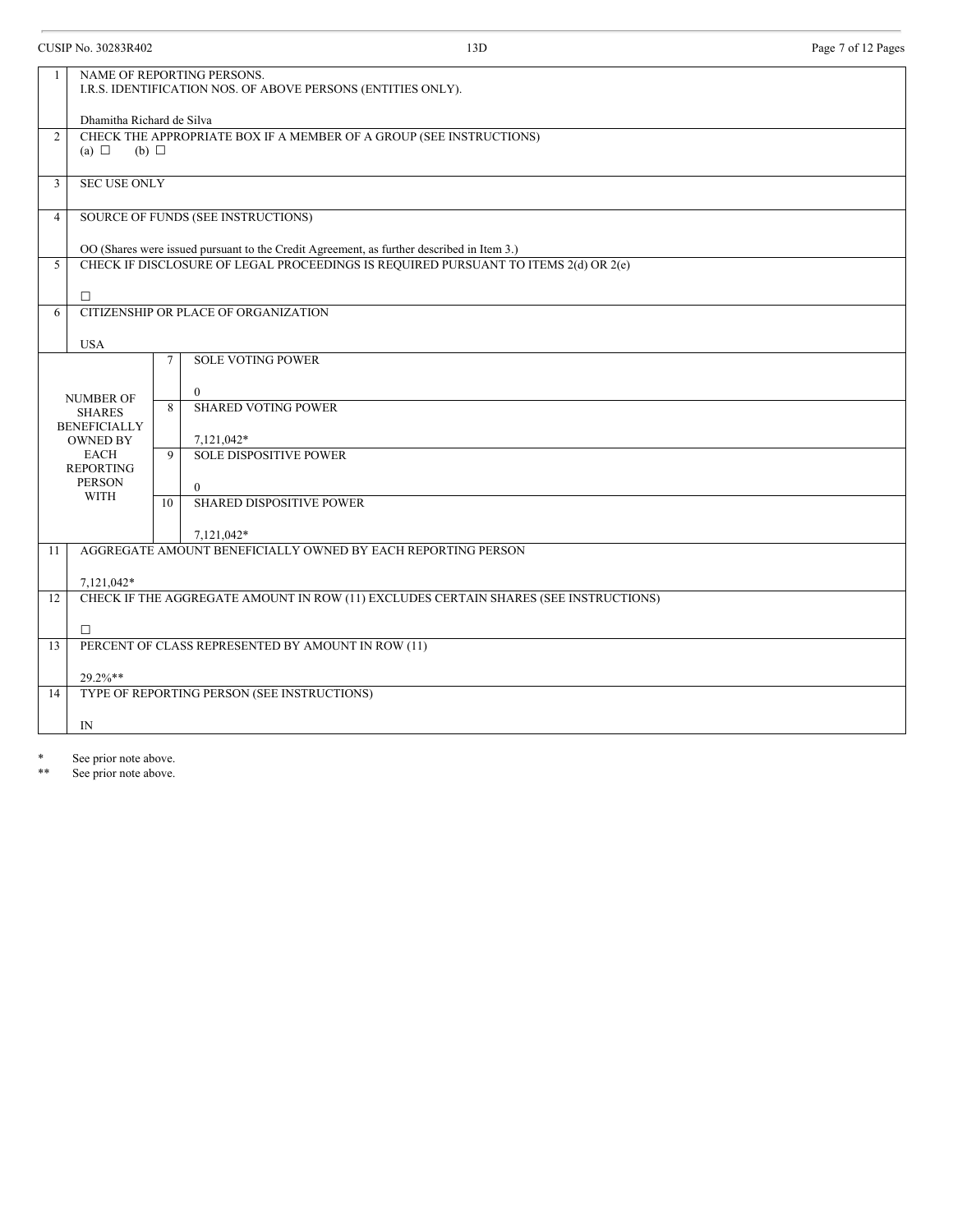CUSIP No. 30283R402 | 13D

| 1 | NAME OF REPORTING PERSONS.<br>I.R.S. IDENTIFICATION NOS. OF ABOVE PERSONS (ENTITIES ONLY).<br><br>Dhamitha Richard de Silva | |
|---|---|---|
| 2 | CHECK THE APPROPRIATE BOX IF A MEMBER OF A GROUP (SEE INSTRUCTIONS)<br>(a) ☐ (b) ☐ | |
| 3 | SEC USE ONLY | |
| 4 | SOURCE OF FUNDS (SEE INSTRUCTIONS)<br><br>OO (Shares were issued pursuant to the Credit Agreement, as further described in Item 3.) | |
| 5 | CHECK IF DISCLOSURE OF LEGAL PROCEEDINGS IS REQUIRED PURSUANT TO ITEMS 2(d) OR 2(e)<br><br>☐ | |
| 6 | CITIZENSHIP OR PLACE OF ORGANIZATION<br><br>USA | |
| NUMBER OF SHARES BENEFICIALLY OWNED BY EACH REPORTING PERSON WITH | 7 | SOLE VOTING POWER<br><br>0 |
| | 8 | SHARED VOTING POWER<br><br>7,121,042* |
| | 9 | SOLE DISPOSITIVE POWER<br><br>0 |
| | 10 | SHARED DISPOSITIVE POWER<br><br>7,121,042* |
| 11 | AGGREGATE AMOUNT BENEFICIALLY OWNED BY EACH REPORTING PERSON<br><br>7,121,042* | |
| 12 | CHECK IF THE AGGREGATE AMOUNT IN ROW (11) EXCLUDES CERTAIN SHARES (SEE INSTRUCTIONS)<br><br>☐ | |
| 13 | PERCENT OF CLASS REPRESENTED BY AMOUNT IN ROW (11)<br><br>29.2%** | |
| 14 | TYPE OF REPORTING PERSON (SEE INSTRUCTIONS)<br><br>IN | |

* See prior note above.

** See prior note above.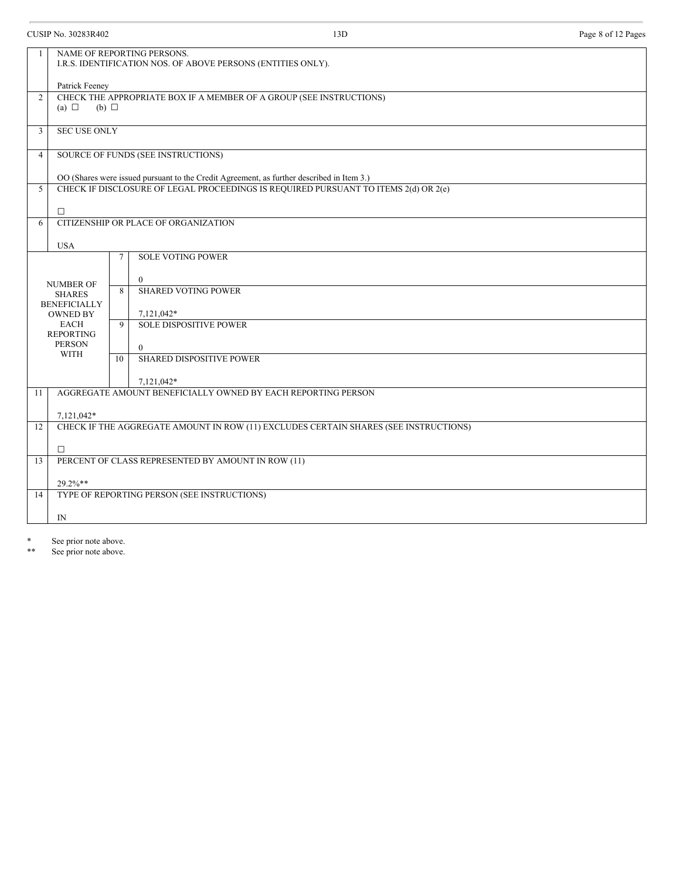| 1 | NAME OF REPORTING PERSONS.<br>I.R.S. IDENTIFICATION NOS. OF ABOVE PERSONS (ENTITIES ONLY).<br><br>Patrick Feeney | |
|---|---|---|
| 2 | CHECK THE APPROPRIATE BOX IF A MEMBER OF A GROUP (SEE INSTRUCTIONS)<br>(a) ☐ (b) ☐ | |
| 3 | SEC USE ONLY | |
| 4 | SOURCE OF FUNDS (SEE INSTRUCTIONS)<br><br>OO (Shares were issued pursuant to the Credit Agreement, as further described in Item 3.) | |
| 5 | CHECK IF DISCLOSURE OF LEGAL PROCEEDINGS IS REQUIRED PURSUANT TO ITEMS 2(d) OR 2(e)<br><br>☐ | |
| 6 | CITIZENSHIP OR PLACE OF ORGANIZATION<br><br>USA | |
| NUMBER OF SHARES BENEFICIALLY OWNED BY EACH REPORTING PERSON WITH | 7 | SOLE VOTING POWER<br><br>0 |
| | 8 | SHARED VOTING POWER<br><br>7,121,042* |
| | 9 | SOLE DISPOSITIVE POWER<br><br>0 |
| | 10 | SHARED DISPOSITIVE POWER<br><br>7,121,042* |
| 11 | AGGREGATE AMOUNT BENEFICIALLY OWNED BY EACH REPORTING PERSON<br><br>7,121,042* | |
| 12 | CHECK IF THE AGGREGATE AMOUNT IN ROW (11) EXCLUDES CERTAIN SHARES (SEE INSTRUCTIONS)<br><br>☐ | |
| 13 | PERCENT OF CLASS REPRESENTED BY AMOUNT IN ROW (11)<br><br>29.2%** | |
| 14 | TYPE OF REPORTING PERSON (SEE INSTRUCTIONS)<br><br>IN | |

\* See prior note above.

\*\* See prior note above.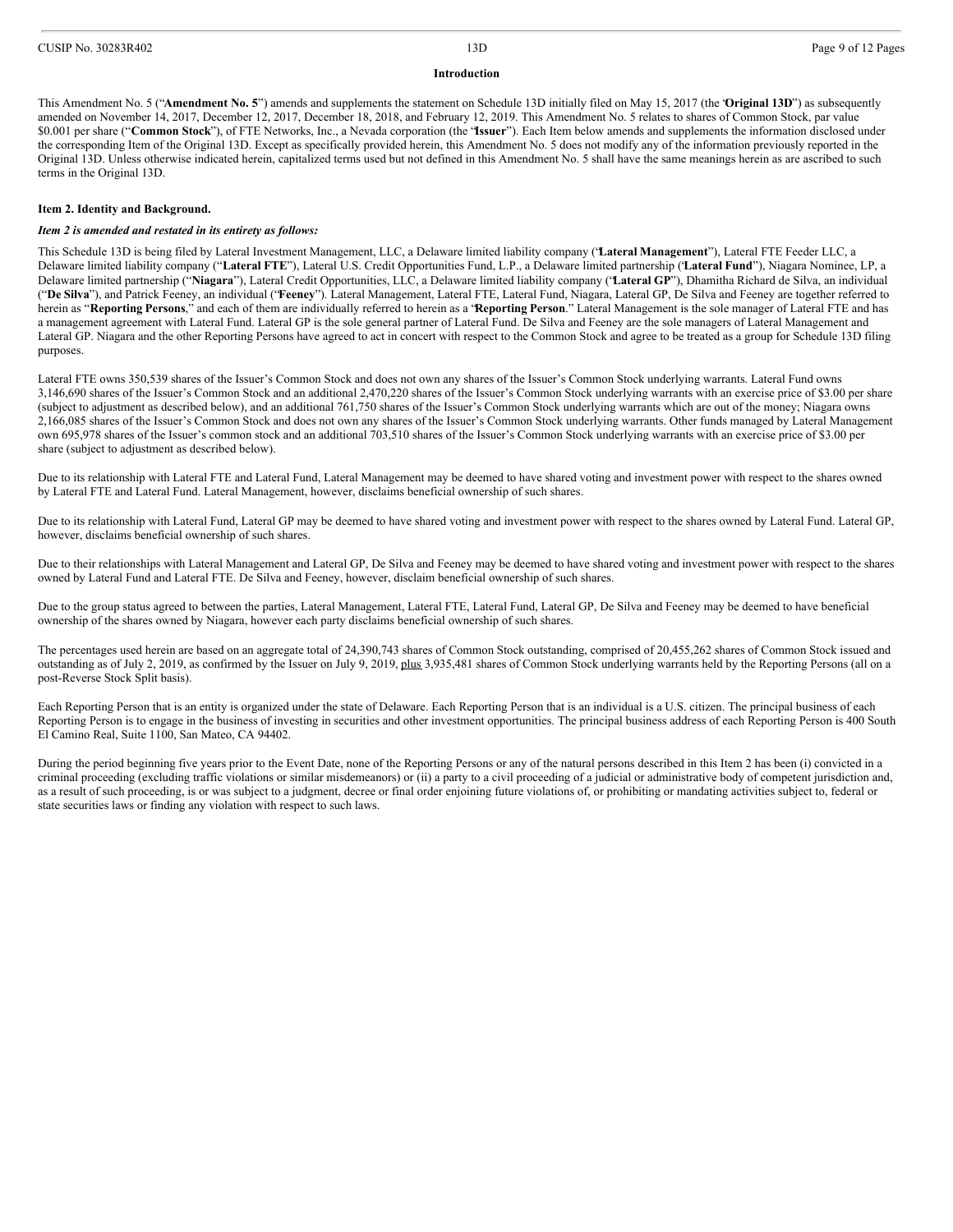**Introduction**

This Amendment No. 5 ("**Amendment No. 5**") amends and supplements the statement on Schedule 13D initially filed on May 15, 2017 (the "**Original 13D**") as subsequently amended on November 14, 2017, December 12, 2017, December 18, 2018, and February 12, 2019. This Amendment No. 5 relates to shares of Common Stock, par value $0.001 per share ("**Common Stock**"), of FTE Networks, Inc., a Nevada corporation (the "**Issuer**"). Each Item below amends and supplements the information disclosed under the corresponding Item of the Original 13D. Except as specifically provided herein, this Amendment No. 5 does not modify any of the information previously reported in the Original 13D. Unless otherwise indicated herein, capitalized terms used but not defined in this Amendment No. 5 shall have the same meanings herein as are ascribed to such terms in the Original 13D.

**Item 2. Identity and Background.**

***Item 2 is amended and restated in its entirety as follows:***

This Schedule 13D is being filed by Lateral Investment Management, LLC, a Delaware limited liability company ("**Lateral Management**"), Lateral FTE Feeder LLC, a Delaware limited liability company ("**Lateral FTE**"), Lateral U.S. Credit Opportunities Fund, L.P., a Delaware limited partnership ("**Lateral Fund**"), Niagara Nominee, LP, a Delaware limited partnership ("**Niagara**"), Lateral Credit Opportunities, LLC, a Delaware limited liability company ("**Lateral GP**"), Dhamitha Richard de Silva, an individual ("**De Silva**"), and Patrick Feeney, an individual ("**Feeney**"). Lateral Management, Lateral FTE, Lateral Fund, Niagara, Lateral GP, De Silva and Feeney are together referred to herein as "**Reporting Persons**," and each of them are individually referred to herein as a "**Reporting Person**." Lateral Management is the sole manager of Lateral FTE and has a management agreement with Lateral Fund. Lateral GP is the sole general partner of Lateral Fund. De Silva and Feeney are the sole managers of Lateral Management and Lateral GP. Niagara and the other Reporting Persons have agreed to act in concert with respect to the Common Stock and agree to be treated as a group for Schedule 13D filing purposes.

Lateral FTE owns 350,539 shares of the Issuer's Common Stock and does not own any shares of the Issuer's Common Stock underlying warrants. Lateral Fund owns 3,146,690 shares of the Issuer's Common Stock and an additional 2,470,220 shares of the Issuer's Common Stock underlying warrants with an exercise price of $3.00 per share (subject to adjustment as described below), and an additional 761,750 shares of the Issuer's Common Stock underlying warrants which are out of the money; Niagara owns 2,166,085 shares of the Issuer's Common Stock and does not own any shares of the Issuer's Common Stock underlying warrants. Other funds managed by Lateral Management own 695,978 shares of the Issuer's common stock and an additional 703,510 shares of the Issuer's Common Stock underlying warrants with an exercise price of $3.00 per share (subject to adjustment as described below).

Due to its relationship with Lateral FTE and Lateral Fund, Lateral Management may be deemed to have shared voting and investment power with respect to the shares owned by Lateral FTE and Lateral Fund. Lateral Management, however, disclaims beneficial ownership of such shares.

Due to its relationship with Lateral Fund, Lateral GP may be deemed to have shared voting and investment power with respect to the shares owned by Lateral Fund. Lateral GP, however, disclaims beneficial ownership of such shares.

Due to their relationships with Lateral Management and Lateral GP, De Silva and Feeney may be deemed to have shared voting and investment power with respect to the shares owned by Lateral Fund and Lateral FTE. De Silva and Feeney, however, disclaim beneficial ownership of such shares.

Due to the group status agreed to between the parties, Lateral Management, Lateral FTE, Lateral Fund, Lateral GP, De Silva and Feeney may be deemed to have beneficial ownership of the shares owned by Niagara, however each party disclaims beneficial ownership of such shares.

The percentages used herein are based on an aggregate total of 24,390,743 shares of Common Stock outstanding, comprised of 20,455,262 shares of Common Stock issued and outstanding as of July 2, 2019, as confirmed by the Issuer on July 9, 2019, plus 3,935,481 shares of Common Stock underlying warrants held by the Reporting Persons (all on a post-Reverse Stock Split basis).

Each Reporting Person that is an entity is organized under the state of Delaware. Each Reporting Person that is an individual is a U.S. citizen. The principal business of each Reporting Person is to engage in the business of investing in securities and other investment opportunities. The principal business address of each Reporting Person is 400 South El Camino Real, Suite 1100, San Mateo, CA 94402.

During the period beginning five years prior to the Event Date, none of the Reporting Persons or any of the natural persons described in this Item 2 has been (i) convicted in a criminal proceeding (excluding traffic violations or similar misdemeanors) or (ii) a party to a civil proceeding of a judicial or administrative body of competent jurisdiction and, as a result of such proceeding, is or was subject to a judgment, decree or final order enjoining future violations of, or prohibiting or mandating activities subject to, federal or state securities laws or finding any violation with respect to such laws.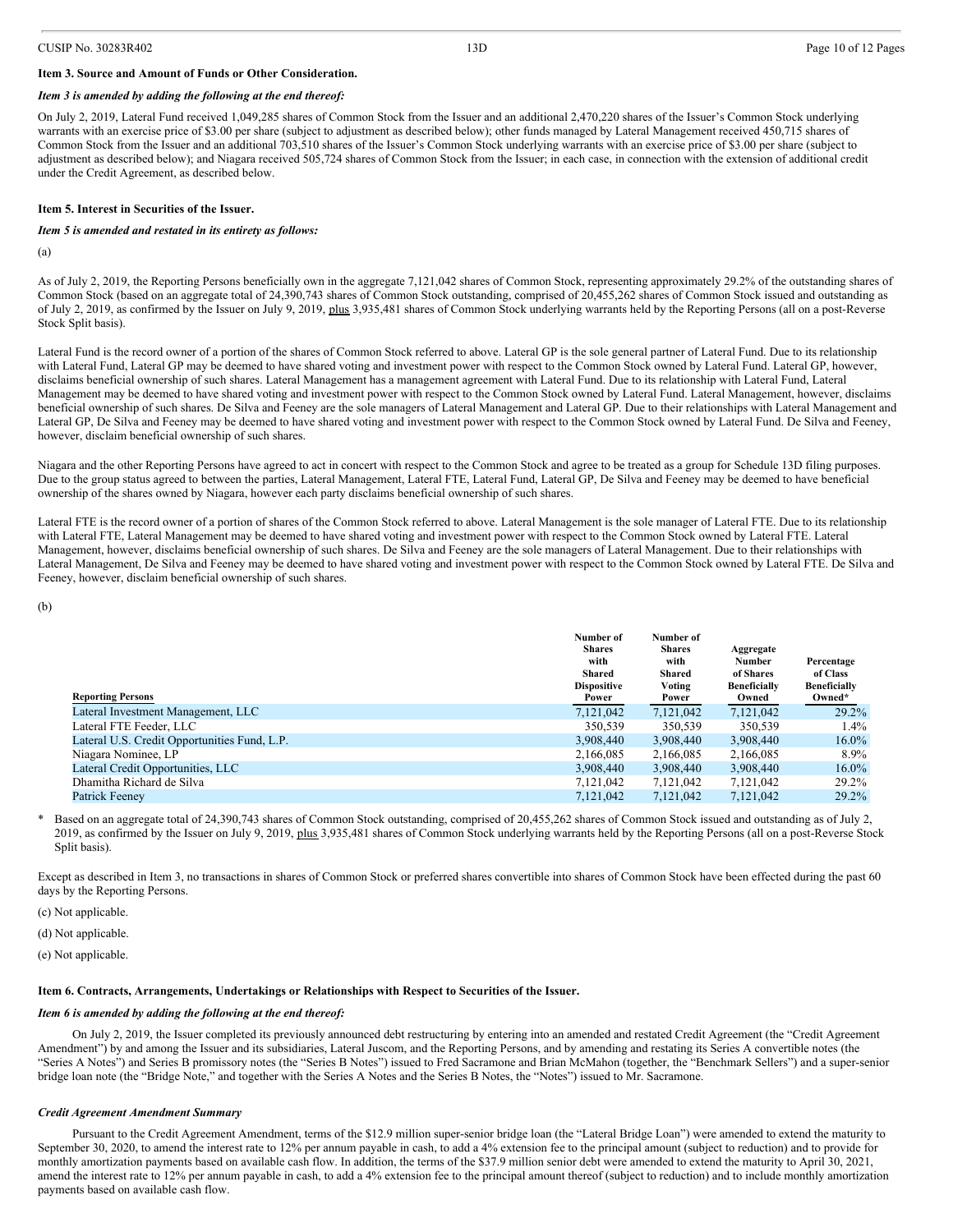### Item 3. Source and Amount of Funds or Other Consideration.

*Item 3 is amended by adding the following at the end thereof:*

On July 2, 2019, Lateral Fund received 1,049,285 shares of Common Stock from the Issuer and an additional 2,470,220 shares of the Issuer's Common Stock underlying warrants with an exercise price of $3.00 per share (subject to adjustment as described below); other funds managed by Lateral Management received 450,715 shares of Common Stock from the Issuer and an additional 703,510 shares of the Issuer's Common Stock underlying warrants with an exercise price of $3.00 per share (subject to adjustment as described below); and Niagara received 505,724 shares of Common Stock from the Issuer; in each case, in connection with the extension of additional credit under the Credit Agreement, as described below.

### Item 5. Interest in Securities of the Issuer.

*Item 5 is amended and restated in its entirety as follows:*

(a)

As of July 2, 2019, the Reporting Persons beneficially own in the aggregate 7,121,042 shares of Common Stock, representing approximately 29.2% of the outstanding shares of Common Stock (based on an aggregate total of 24,390,743 shares of Common Stock outstanding, comprised of 20,455,262 shares of Common Stock issued and outstanding as of July 2, 2019, as confirmed by the Issuer on July 9, 2019, plus 3,935,481 shares of Common Stock underlying warrants held by the Reporting Persons (all on a post-Reverse Stock Split basis).

Lateral Fund is the record owner of a portion of the shares of Common Stock referred to above. Lateral GP is the sole general partner of Lateral Fund. Due to its relationship with Lateral Fund, Lateral GP may be deemed to have shared voting and investment power with respect to the Common Stock owned by Lateral Fund. Lateral GP, however, disclaims beneficial ownership of such shares. Lateral Management has a management agreement with Lateral Fund. Due to its relationship with Lateral Fund, Lateral Management may be deemed to have shared voting and investment power with respect to the Common Stock owned by Lateral Fund. Lateral Management, however, disclaims beneficial ownership of such shares. De Silva and Feeney are the sole managers of Lateral Management and Lateral GP. Due to their relationships with Lateral Management and Lateral GP, De Silva and Feeney may be deemed to have shared voting and investment power with respect to the Common Stock owned by Lateral Fund. De Silva and Feeney, however, disclaim beneficial ownership of such shares.

Niagara and the other Reporting Persons have agreed to act in concert with respect to the Common Stock and agree to be treated as a group for Schedule 13D filing purposes. Due to the group status agreed to between the parties, Lateral Management, Lateral FTE, Lateral Fund, Lateral GP, De Silva and Feeney may be deemed to have beneficial ownership of the shares owned by Niagara, however each party disclaims beneficial ownership of such shares.

Lateral FTE is the record owner of a portion of shares of the Common Stock referred to above. Lateral Management is the sole manager of Lateral FTE. Due to its relationship with Lateral FTE, Lateral Management may be deemed to have shared voting and investment power with respect to the Common Stock owned by Lateral FTE. Lateral Management, however, disclaims beneficial ownership of such shares. De Silva and Feeney are the sole managers of Lateral Management. Due to their relationships with Lateral Management, De Silva and Feeney may be deemed to have shared voting and investment power with respect to the Common Stock owned by Lateral FTE. De Silva and Feeney, however, disclaim beneficial ownership of such shares.

(b)

| Reporting Persons | Number of Shares with Shared Dispositive Power | Number of Shares with Shared Voting Power | Aggregate Number of Shares Beneficially Owned | Percentage of Class Beneficially Owned* |
|---|---|---|---|---|
| Lateral Investment Management, LLC | 7,121,042 | 7,121,042 | 7,121,042 | 29.2% |
| Lateral FTE Feeder, LLC | 350,539 | 350,539 | 350,539 | 1.4% |
| Lateral U.S. Credit Opportunities Fund, L.P. | 3,908,440 | 3,908,440 | 3,908,440 | 16.0% |
| Niagara Nominee, LP | 2,166,085 | 2,166,085 | 2,166,085 | 8.9% |
| Lateral Credit Opportunities, LLC | 3,908,440 | 3,908,440 | 3,908,440 | 16.0% |
| Dhamitha Richard de Silva | 7,121,042 | 7,121,042 | 7,121,042 | 29.2% |
| Patrick Feeney | 7,121,042 | 7,121,042 | 7,121,042 | 29.2% |

\* Based on an aggregate total of 24,390,743 shares of Common Stock outstanding, comprised of 20,455,262 shares of Common Stock issued and outstanding as of July 2, 2019, as confirmed by the Issuer on July 9, 2019, plus 3,935,481 shares of Common Stock underlying warrants held by the Reporting Persons (all on a post-Reverse Stock Split basis).

Except as described in Item 3, no transactions in shares of Common Stock or preferred shares convertible into shares of Common Stock have been effected during the past 60 days by the Reporting Persons.

(c) Not applicable.

(d) Not applicable.

(e) Not applicable.

### Item 6. Contracts, Arrangements, Undertakings or Relationships with Respect to Securities of the Issuer.

*Item 6 is amended by adding the following at the end thereof:*

On July 2, 2019, the Issuer completed its previously announced debt restructuring by entering into an amended and restated Credit Agreement (the "Credit Agreement Amendment") by and among the Issuer and its subsidiaries, Lateral Juscom, and the Reporting Persons, and by amending and restating its Series A convertible notes (the "Series A Notes") and Series B promissory notes (the "Series B Notes") issued to Fred Sacramone and Brian McMahon (together, the "Benchmark Sellers") and a super-senior bridge loan note (the "Bridge Note," and together with the Series A Notes and the Series B Notes, the "Notes") issued to Mr. Sacramone.

***Credit Agreement Amendment Summary***

Pursuant to the Credit Agreement Amendment, terms of the $12.9 million super-senior bridge loan (the "Lateral Bridge Loan") were amended to extend the maturity to September 30, 2020, to amend the interest rate to 12% per annum payable in cash, to add a 4% extension fee to the principal amount (subject to reduction) and to provide for monthly amortization payments based on available cash flow. In addition, the terms of the $37.9 million senior debt were amended to extend the maturity to April 30, 2021, amend the interest rate to 12% per annum payable in cash, to add a 4% extension fee to the principal amount thereof (subject to reduction) and to include monthly amortization payments based on available cash flow.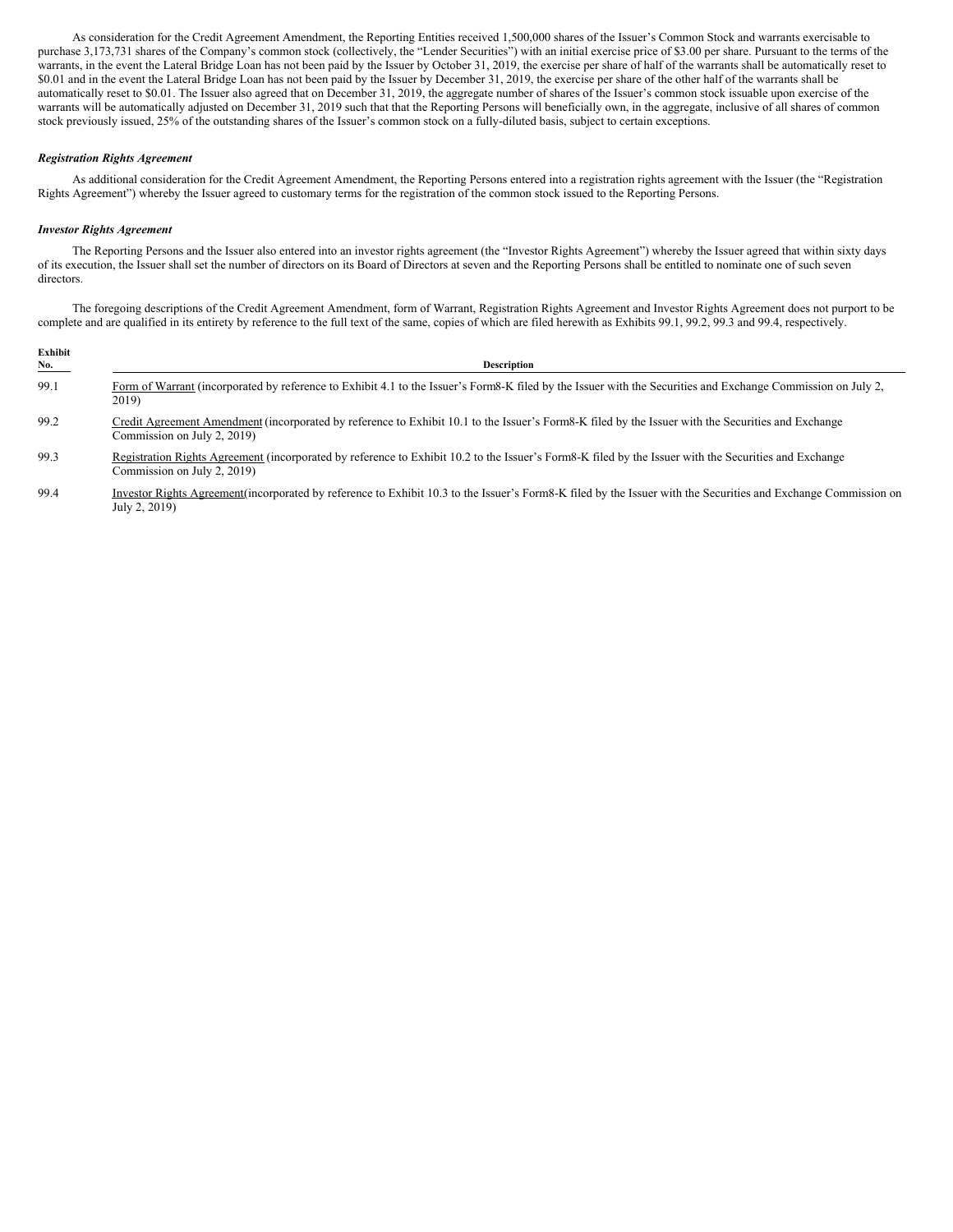As consideration for the Credit Agreement Amendment, the Reporting Entities received 1,500,000 shares of the Issuer's Common Stock and warrants exercisable to purchase 3,173,731 shares of the Company's common stock (collectively, the "Lender Securities") with an initial exercise price of $3.00 per share. Pursuant to the terms of the warrants, in the event the Lateral Bridge Loan has not been paid by the Issuer by October 31, 2019, the exercise per share of half of the warrants shall be automatically reset to $0.01 and in the event the Lateral Bridge Loan has not been paid by the Issuer by December 31, 2019, the exercise per share of the other half of the warrants shall be automatically reset to $0.01. The Issuer also agreed that on December 31, 2019, the aggregate number of shares of the Issuer's common stock issuable upon exercise of the warrants will be automatically adjusted on December 31, 2019 such that that the Reporting Persons will beneficially own, in the aggregate, inclusive of all shares of common stock previously issued, 25% of the outstanding shares of the Issuer's common stock on a fully-diluted basis, subject to certain exceptions.

***Registration Rights Agreement***

As additional consideration for the Credit Agreement Amendment, the Reporting Persons entered into a registration rights agreement with the Issuer (the "Registration Rights Agreement") whereby the Issuer agreed to customary terms for the registration of the common stock issued to the Reporting Persons.

***Investor Rights Agreement***

The Reporting Persons and the Issuer also entered into an investor rights agreement (the "Investor Rights Agreement") whereby the Issuer agreed that within sixty days of its execution, the Issuer shall set the number of directors on its Board of Directors at seven and the Reporting Persons shall be entitled to nominate one of such seven directors.

The foregoing descriptions of the Credit Agreement Amendment, form of Warrant, Registration Rights Agreement and Investor Rights Agreement does not purport to be complete and are qualified in its entirety by reference to the full text of the same, copies of which are filed herewith as Exhibits 99.1, 99.2, 99.3 and 99.4, respectively.

| Exhibit No. | Description |
|---|---|
| 99.1 | Form of Warrant (incorporated by reference to Exhibit 4.1 to the Issuer's Form8-K filed by the Issuer with the Securities and Exchange Commission on July 2, 2019) |
| 99.2 | Credit Agreement Amendment (incorporated by reference to Exhibit 10.1 to the Issuer's Form8-K filed by the Issuer with the Securities and Exchange Commission on July 2, 2019) |
| 99.3 | Registration Rights Agreement (incorporated by reference to Exhibit 10.2 to the Issuer's Form8-K filed by the Issuer with the Securities and Exchange Commission on July 2, 2019) |
| 99.4 | Investor Rights Agreement(incorporated by reference to Exhibit 10.3 to the Issuer's Form8-K filed by the Issuer with the Securities and Exchange Commission on July 2, 2019) |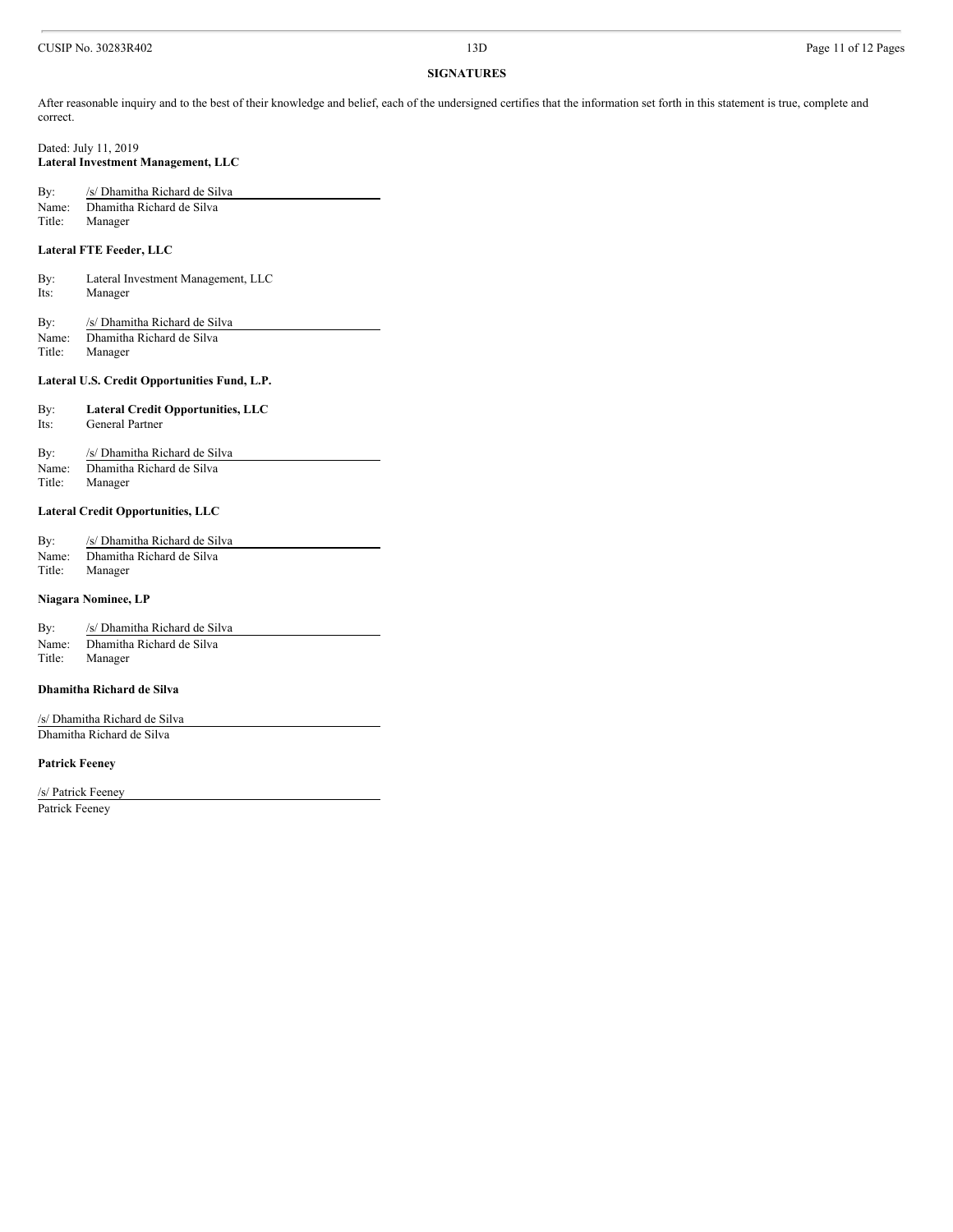## SIGNATURES

After reasonable inquiry and to the best of their knowledge and belief, each of the undersigned certifies that the information set forth in this statement is true, complete and correct.

Dated: July 11, 2019

**Lateral Investment Management, LLC**

By: /s/ Dhamitha Richard de Silva
Name: Dhamitha Richard de Silva
Title: Manager

**Lateral FTE Feeder, LLC**

By: Lateral Investment Management, LLC
Its: Manager

By: /s/ Dhamitha Richard de Silva
Name: Dhamitha Richard de Silva
Title: Manager

**Lateral U.S. Credit Opportunities Fund, L.P.**

By: **Lateral Credit Opportunities, LLC**
Its: General Partner

By: /s/ Dhamitha Richard de Silva
Name: Dhamitha Richard de Silva
Title: Manager

**Lateral Credit Opportunities, LLC**

By: /s/ Dhamitha Richard de Silva
Name: Dhamitha Richard de Silva
Title: Manager

**Niagara Nominee, LP**

By: /s/ Dhamitha Richard de Silva
Name: Dhamitha Richard de Silva
Title: Manager

**Dhamitha Richard de Silva**

/s/ Dhamitha Richard de Silva
Dhamitha Richard de Silva

**Patrick Feeney**

/s/ Patrick Feeney
Patrick Feeney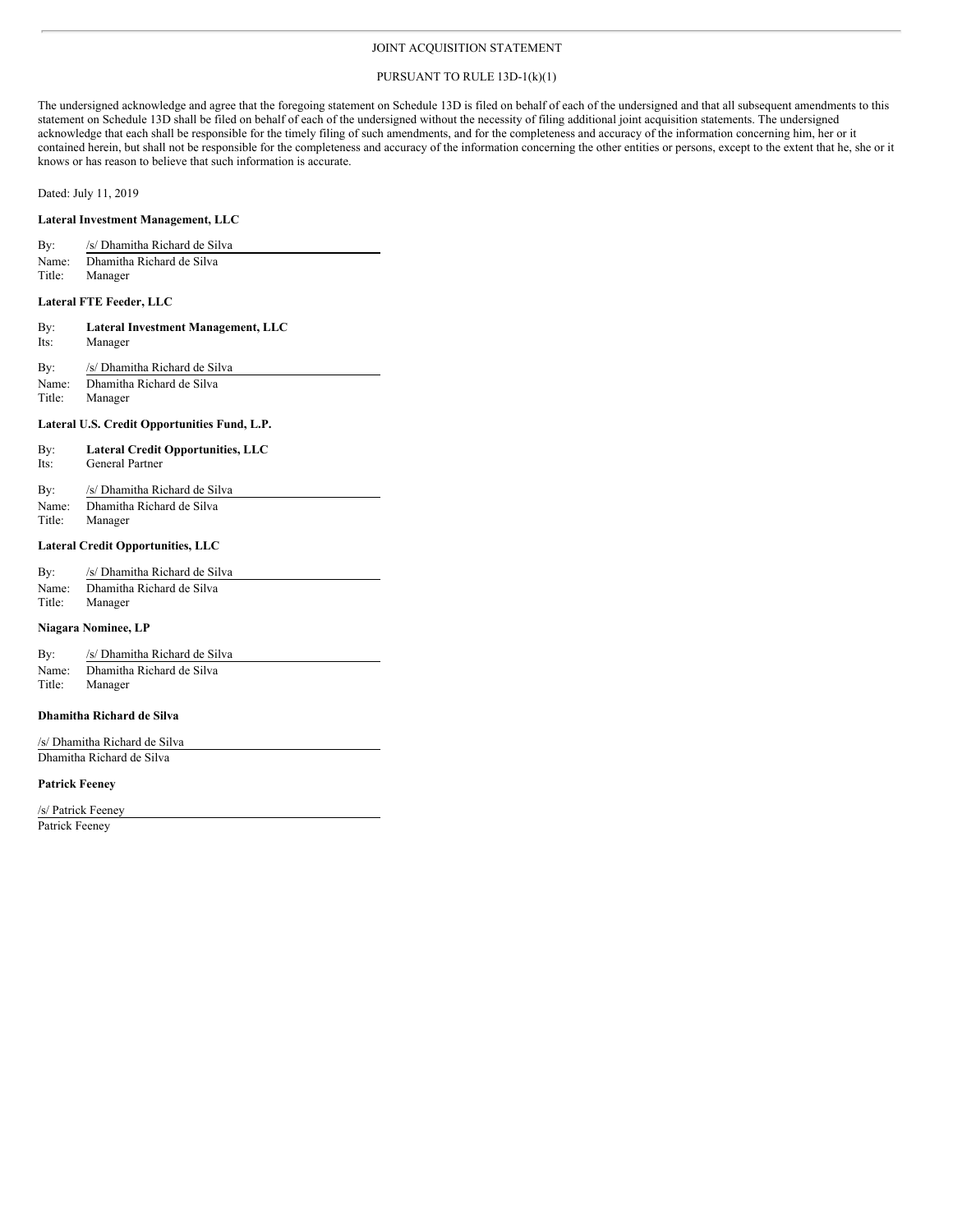JOINT ACQUISITION STATEMENT

PURSUANT TO RULE 13D-1(k)(1)

The undersigned acknowledge and agree that the foregoing statement on Schedule 13D is filed on behalf of each of the undersigned and that all subsequent amendments to this statement on Schedule 13D shall be filed on behalf of each of the undersigned without the necessity of filing additional joint acquisition statements. The undersigned acknowledge that each shall be responsible for the timely filing of such amendments, and for the completeness and accuracy of the information concerning him, her or it contained herein, but shall not be responsible for the completeness and accuracy of the information concerning the other entities or persons, except to the extent that he, she or it knows or has reason to believe that such information is accurate.

Dated: July 11, 2019

**Lateral Investment Management, LLC**

By: /s/ Dhamitha Richard de Silva
Name: Dhamitha Richard de Silva
Title: Manager

**Lateral FTE Feeder, LLC**

By: **Lateral Investment Management, LLC**
Its: Manager

By: /s/ Dhamitha Richard de Silva
Name: Dhamitha Richard de Silva
Title: Manager

**Lateral U.S. Credit Opportunities Fund, L.P.**

By: **Lateral Credit Opportunities, LLC**
Its: General Partner

By: /s/ Dhamitha Richard de Silva
Name: Dhamitha Richard de Silva
Title: Manager

**Lateral Credit Opportunities, LLC**

By: /s/ Dhamitha Richard de Silva
Name: Dhamitha Richard de Silva
Title: Manager

**Niagara Nominee, LP**

By: /s/ Dhamitha Richard de Silva
Name: Dhamitha Richard de Silva
Title: Manager

**Dhamitha Richard de Silva**

/s/ Dhamitha Richard de Silva
Dhamitha Richard de Silva

**Patrick Feeney**

/s/ Patrick Feeney
Patrick Feeney